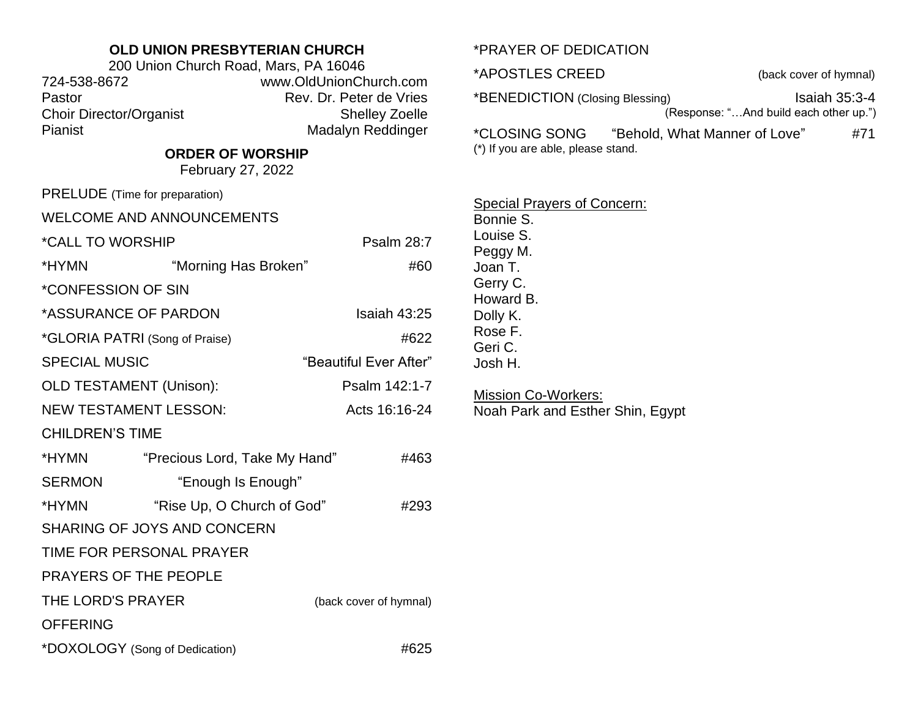**OLD UNION PRESBYTERIAN CHURCH**

200 Union Church Road, Mars, PA 16046

724-538-8672 www.OldUnionChurch.com

Pastor Rev. Dr. Peter de Vries

Choir Director/Organist Shelley Zoelle

Pianist Madalyn Reddinger

## ORDER OF WORSHIP

February 27, 2022

PRELUDE (Time for preparation)

WELCOME AND ANNOUNCEMENTS

*CALL TO WORSHIP Psalm 28:7

*HYMN "Morning Has Broken" #60

*CONFESSION OF SIN

*ASSURANCE OF PARDON Isaiah 43:25

*GLORIA PATRI (Song of Praise) #622

SPECIAL MUSIC "Beautiful Ever After"

OLD TESTAMENT (Unison): Psalm 142:1-7

NEW TESTAMENT LESSON: Acts 16:16-24

CHILDREN'S TIME

*HYMN "Precious Lord, Take My Hand" #463

SERMON "Enough Is Enough"

*HYMN "Rise Up, O Church of God" #293

SHARING OF JOYS AND CONCERN

TIME FOR PERSONAL PRAYER

PRAYERS OF THE PEOPLE

THE LORD'S PRAYER (back cover of hymnal)

OFFERING

*DOXOLOGY (Song of Dedication) #625

*PRAYER OF DEDICATION

*APOSTLES CREED (back cover of hymnal)

*BENEDICTION (Closing Blessing) Isaiah 35:3-4
(Response: "…And build each other up.")

*CLOSING SONG "Behold, What Manner of Love" #71

(*) If you are able, please stand.

Special Prayers of Concern:
Bonnie S.
Louise S.
Peggy M.
Joan T.
Gerry C.
Howard B.
Dolly K.
Rose F.
Geri C.
Josh H.

Mission Co-Workers:
Noah Park and Esther Shin, Egypt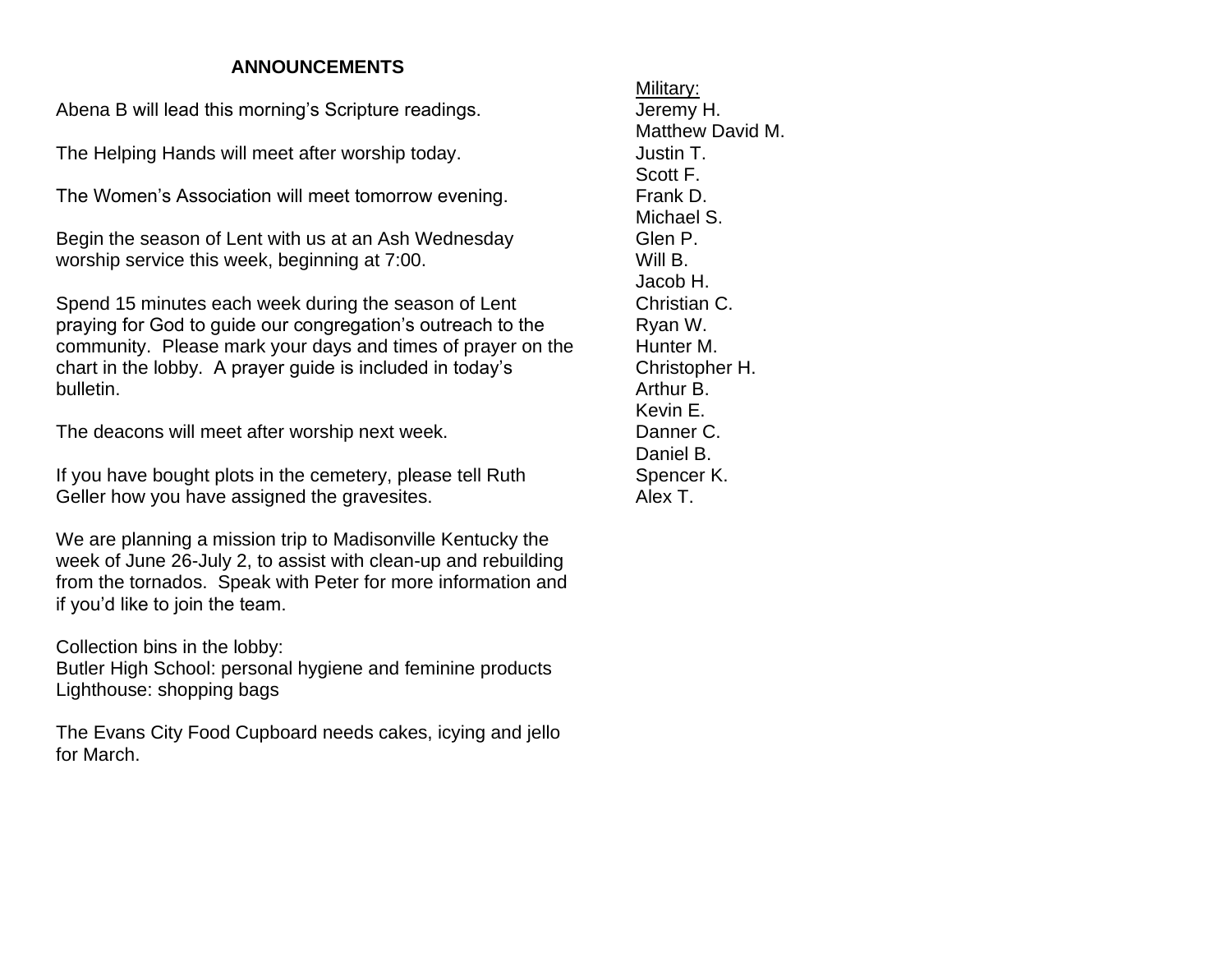## ANNOUNCEMENTS

Abena B will lead this morning's Scripture readings.

The Helping Hands will meet after worship today.

The Women's Association will meet tomorrow evening.

Begin the season of Lent with us at an Ash Wednesday worship service this week, beginning at 7:00.

Spend 15 minutes each week during the season of Lent praying for God to guide our congregation's outreach to the community. Please mark your days and times of prayer on the chart in the lobby. A prayer guide is included in today's bulletin.

The deacons will meet after worship next week.

If you have bought plots in the cemetery, please tell Ruth Geller how you have assigned the gravesites.

We are planning a mission trip to Madisonville Kentucky the week of June 26-July 2, to assist with clean-up and rebuilding from the tornados. Speak with Peter for more information and if you'd like to join the team.

Collection bins in the lobby:
Butler High School: personal hygiene and feminine products
Lighthouse: shopping bags

The Evans City Food Cupboard needs cakes, icying and jello for March.

<u>Military:</u>
Jeremy H.
Matthew David M.
Justin T.
Scott F.
Frank D.
Michael S.
Glen P.
Will B.
Jacob H.
Christian C.
Ryan W.
Hunter M.
Christopher H.
Arthur B.
Kevin E.
Danner C.
Daniel B.
Spencer K.
Alex T.